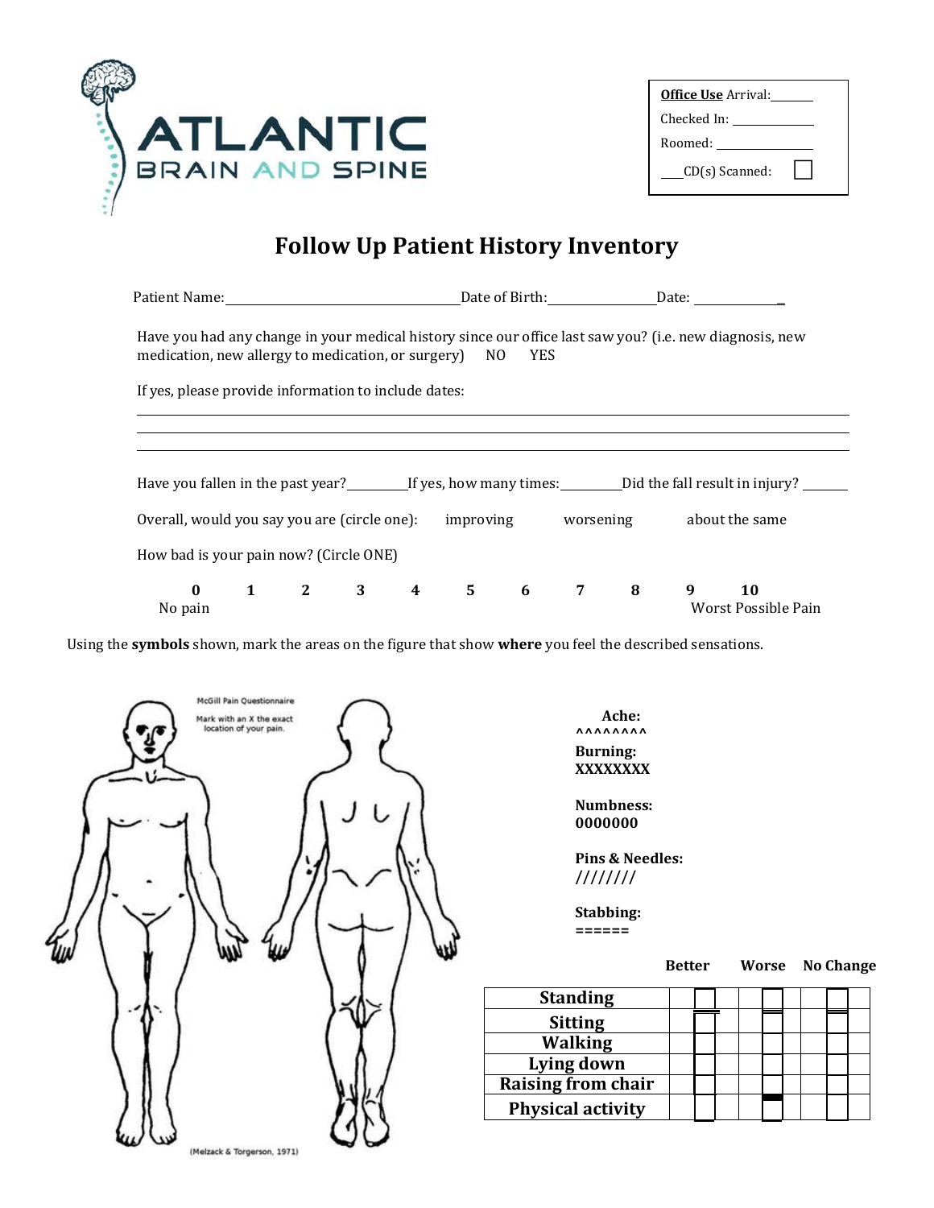ATLANTIC BRAIN AND SPINE

| **Office Use** Arrival: ______ |
|---|
| Checked In: ____________ |
| Roomed: ____________ |
| ___CD(s) Scanned: ☐ |

# Follow Up Patient History Inventory

Patient Name: ______________________________ Date of Birth: ______________ Date: ____________

Have you had any change in your medical history since our office last saw you? (i.e. new diagnosis, new medication, new allergy to medication, or surgery)  NO  YES

If yes, please provide information to include dates:

______________________________________________________________________________

______________________________________________________________________________

______________________________________________________________________________

Have you fallen in the past year?________If yes, how many times:________Did the fall result in injury? ______

Overall, would you say you are (circle one):  improving  worsening  about the same

How bad is your pain now? (Circle ONE)

**0** **1** **2** **3** **4** **5** **6** **7** **8** **9** **10**

No pain — Worst Possible Pain

Using the **symbols** shown, mark the areas on the figure that show **where** you feel the described sensations.

McGill Pain Questionnaire

Mark with an X the exact location of your pain.

(Melzack & Torgerson, 1971)

**Ache:**
**^^^^^^^^**

**Burning:**
**XXXXXXXX**

**Numbness:**
**0000000**

**Pins & Needles:**
**////////**

**Stabbing:**
**======**

| | **Better** | **Worse** | **No Change** |
|---|---|---|---|
| **Standing** | ☐ | ☐ | ☐ |
| **Sitting** | ☐ | ☐ | ☐ |
| **Walking** | ☐ | ☐ | ☐ |
| **Lying down** | ☐ | ☐ | ☐ |
| **Raising from chair** | ☐ | ☐ | ☐ |
| **Physical activity** | ☐ | ☐ | ☐ |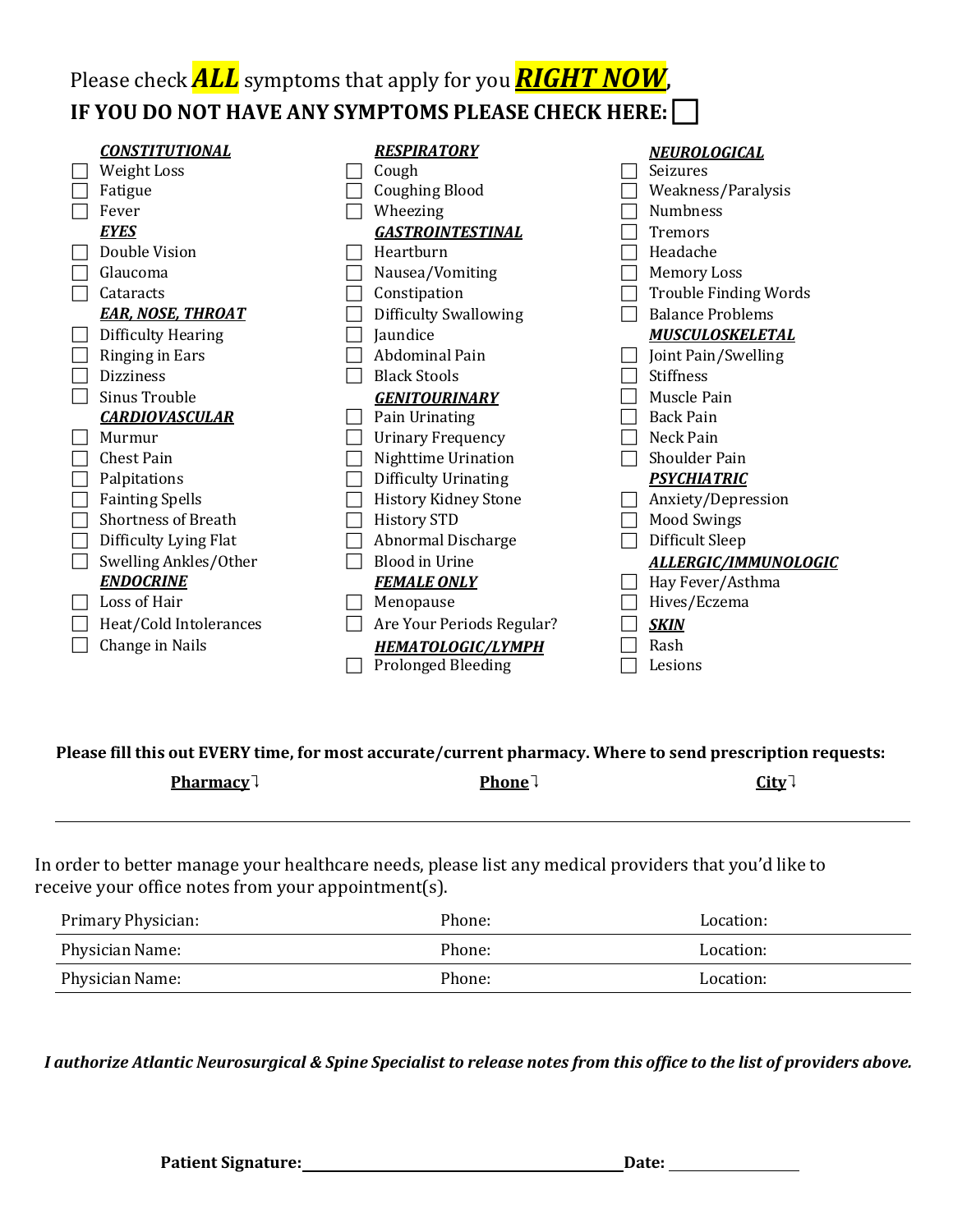Please check ***ALL*** symptoms that apply for you ***RIGHT NOW***,

**IF YOU DO NOT HAVE ANY SYMPTOMS PLEASE CHECK HERE:** ☐

***CONSTITUTIONAL***

- ☐ Weight Loss
- ☐ Fatigue
- ☐ Fever

***EYES***

- ☐ Double Vision
- ☐ Glaucoma
- ☐ Cataracts

***EAR, NOSE, THROAT***

- ☐ Difficulty Hearing
- ☐ Ringing in Ears
- ☐ Dizziness
- ☐ Sinus Trouble

***CARDIOVASCULAR***

- ☐ Murmur
- ☐ Chest Pain
- ☐ Palpitations
- ☐ Fainting Spells
- ☐ Shortness of Breath
- ☐ Difficulty Lying Flat
- ☐ Swelling Ankles/Other

***ENDOCRINE***

- ☐ Loss of Hair
- ☐ Heat/Cold Intolerances
- ☐ Change in Nails

***RESPIRATORY***

- ☐ Cough
- ☐ Coughing Blood
- ☐ Wheezing

***GASTROINTESTINAL***

- ☐ Heartburn
- ☐ Nausea/Vomiting
- ☐ Constipation
- ☐ Difficulty Swallowing
- ☐ Jaundice
- ☐ Abdominal Pain
- ☐ Black Stools

***GENITOURINARY***

- ☐ Pain Urinating
- ☐ Urinary Frequency
- ☐ Nighttime Urination
- ☐ Difficulty Urinating
- ☐ History Kidney Stone
- ☐ History STD
- ☐ Abnormal Discharge
- ☐ Blood in Urine

***FEMALE ONLY***

- ☐ Menopause
- ☐ Are Your Periods Regular?

***HEMATOLOGIC/LYMPH***

- ☐ Prolonged Bleeding

***NEUROLOGICAL***

- ☐ Seizures
- ☐ Weakness/Paralysis
- ☐ Numbness
- ☐ Tremors
- ☐ Headache
- ☐ Memory Loss
- ☐ Trouble Finding Words
- ☐ Balance Problems

***MUSCULOSKELETAL***

- ☐ Joint Pain/Swelling
- ☐ Stiffness
- ☐ Muscle Pain
- ☐ Back Pain
- ☐ Neck Pain
- ☐ Shoulder Pain

***PSYCHIATRIC***

- ☐ Anxiety/Depression
- ☐ Mood Swings
- ☐ Difficult Sleep

***ALLERGIC/IMMUNOLOGIC***

- ☐ Hay Fever/Asthma
- ☐ Hives/Eczema

***SKIN***

- ☐ Rash
- ☐ Lesions

**Please fill this out EVERY time, for most accurate/current pharmacy. Where to send prescription requests:**

| **Pharmacy**⤵ | **Phone**⤵ | **City**⤵ |
|---|---|---|
| | | |

In order to better manage your healthcare needs, please list any medical providers that you'd like to receive your office notes from your appointment(s).

| | | |
|---|---|---|
| Primary Physician: | Phone: | Location: |
| Physician Name: | Phone: | Location: |
| Physician Name: | Phone: | Location: |

***I authorize Atlantic Neurosurgical & Spine Specialist to release notes from this office to the list of providers above.***

**Patient Signature:** ______________________________ **Date:** ____________